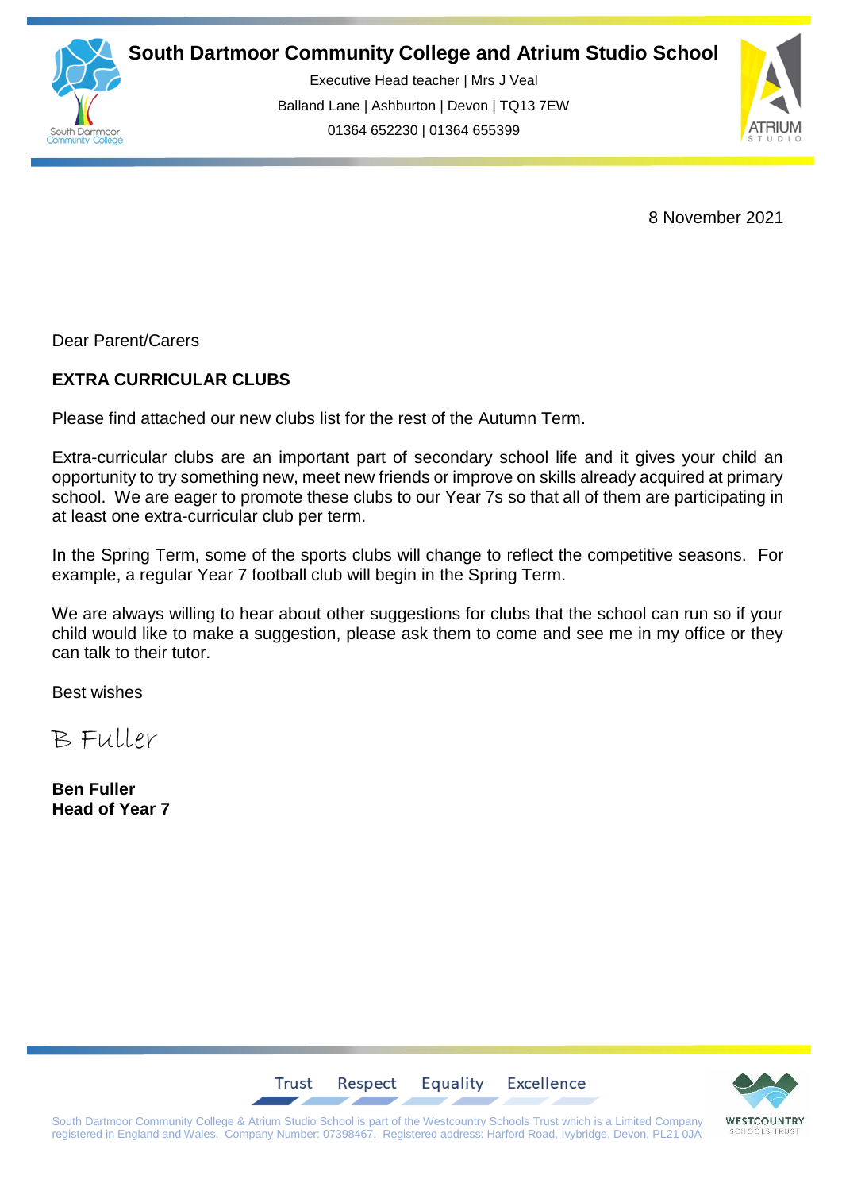# South Dartmoor Community College and Atrium Studio School

Executive Head teacher | Mrs J Veal
Balland Lane | Ashburton | Devon | TQ13 7EW
01364 652230 | 01364 655399

8 November 2021

Dear Parent/Carers

**EXTRA CURRICULAR CLUBS**

Please find attached our new clubs list for the rest of the Autumn Term.

Extra-curricular clubs are an important part of secondary school life and it gives your child an opportunity to try something new, meet new friends or improve on skills already acquired at primary school. We are eager to promote these clubs to our Year 7s so that all of them are participating in at least one extra-curricular club per term.

In the Spring Term, some of the sports clubs will change to reflect the competitive seasons. For example, a regular Year 7 football club will begin in the Spring Term.

We are always willing to hear about other suggestions for clubs that the school can run so if your child would like to make a suggestion, please ask them to come and see me in my office or they can talk to their tutor.

Best wishes

B Fuller

**Ben Fuller**
**Head of Year 7**

Trust Respect Equality Excellence

South Dartmoor Community College & Atrium Studio School is part of the Westcountry Schools Trust which is a Limited Company registered in England and Wales. Company Number: 07398467. Registered address: Harford Road, Ivybridge, Devon, PL21 0JA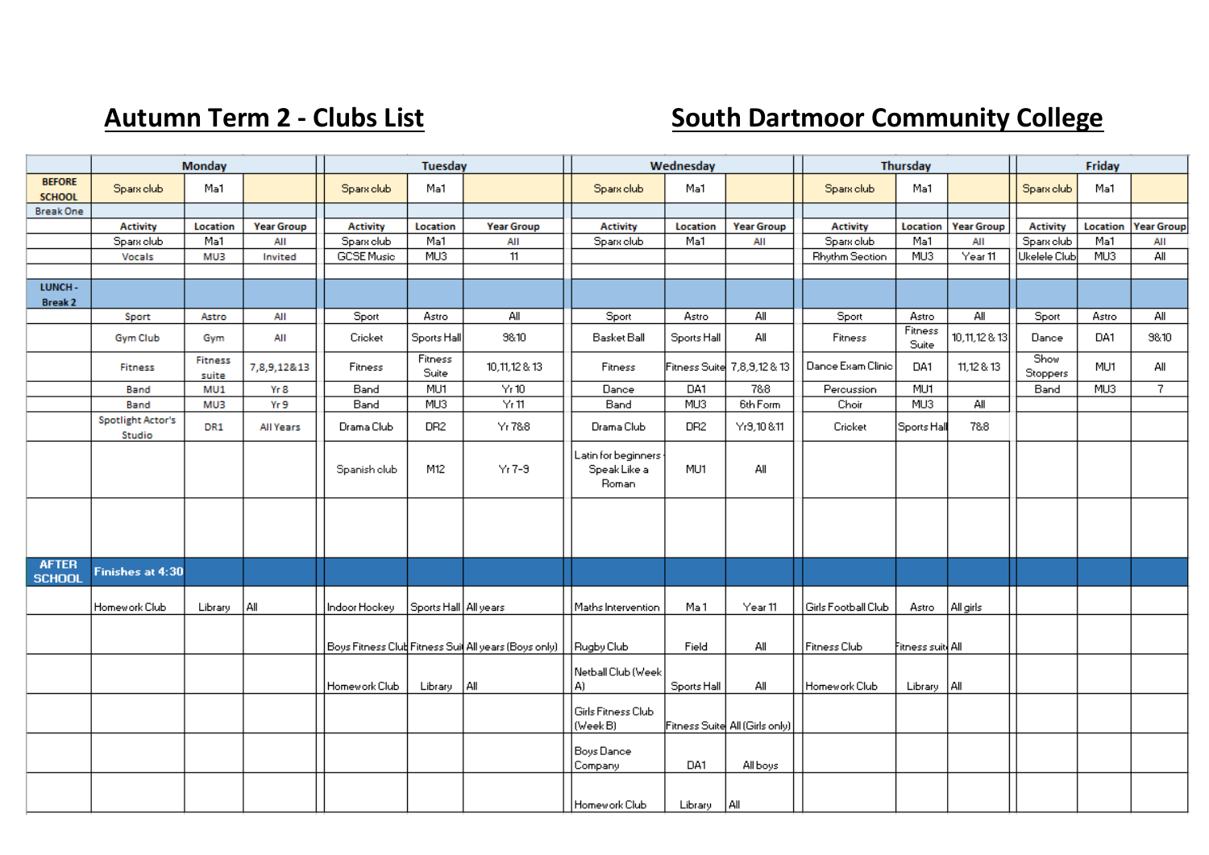# Autumn Term 2 - Clubs List

# South Dartmoor Community College

| | Monday | | | Tuesday | | | Wednesday | | | Thursday | | | Friday | | |
|---|---|---|---|---|---|---|---|---|---|---|---|---|---|---|---|
| **BEFORE SCHOOL** | Sparx club | Ma1 | | Sparx club | Ma1 | | Sparx club | Ma1 | | Sparx club | Ma1 | | Sparx club | Ma1 | |
| **Break One** | | | | | | | | | | | | | | | |
| | **Activity** | **Location** | **Year Group** | **Activity** | **Location** | **Year Group** | **Activity** | **Location** | **Year Group** | **Activity** | **Location** | **Year Group** | **Activity** | **Location** | **Year Group** |
| | Sparx club | Ma1 | All | Sparx club | Ma1 | All | Sparx club | Ma1 | All | Sparx club | Ma1 | All | Sparx club | Ma1 | All |
| | Vocals | MU3 | Invited | GCSE Music | MU3 | 11 | | | | Rhythm Section | MU3 | Year 11 | Ukelele Club | MU3 | All |
| **LUNCH - Break 2** | | | | | | | | | | | | | | | |
| | Sport | Astro | All | Sport | Astro | All | Sport | Astro | All | Sport | Astro | All | Sport | Astro | All |
| | Gym Club | Gym | All | Cricket | Sports Hall | 9&10 | Basket Ball | Sports Hall | All | Fitness | Fitness Suite | 10,11,12 & 13 | Dance | DA1 | 9&10 |
| | Fitness | Fitness suite | 7,8,9,12&13 | Fitness | Fitness Suite | 10,11,12 & 13 | Fitness | Fitness Suite | 7,8,9,12 & 13 | Dance Exam Clinic | DA1 | 11,12 & 13 | Show Stoppers | MU1 | All |
| | Band | MU1 | Yr 8 | Band | MU1 | Yr 10 | Dance | DA1 | 7&8 | Percussion | MU1 | | Band | MU3 | 7 |
| | Band | MU3 | Yr 9 | Band | MU3 | Yr 11 | Band | MU3 | 6th Form | Choir | MU3 | All | | | |
| | Spotlight Actor's Studio | DR1 | All Years | Drama Club | DR2 | Yr 7&8 | Drama Club | DR2 | Yr 9, 10 & 11 | Cricket | Sports Hall | 7&8 | | | |
| | | | | Spanish club | M12 | Yr 7-9 | Latin for beginners - Speak Like a Roman | MU1 | All | | | | | | |
| **AFTER SCHOOL** | **Finishes at 4:30** | | | | | | | | | | | | | | |
| | Homework Club | Library | All | Indoor Hockey | Sports Hall | All years | Maths Intervention | Ma 1 | Year 11 | Girls Football Club | Astro | All girls | | | |
| | | | | Boys Fitness Club | Fitness Suite | All years (Boys only) | Rugby Club | Field | All | Fitness Club | Fitness suite | All | | | |
| | | | | Homework Club | Library | All | Netball Club (Week A) | Sports Hall | All | Homework Club | Library | All | | | |
| | | | | | | | Girls Fitness Club (Week B) | Fitness Suite | All (Girls only) | | | | | | |
| | | | | | | | Boys Dance Company | DA1 | All boys | | | | | | |
| | | | | | | | Homework Club | Library | All | | | | | | |